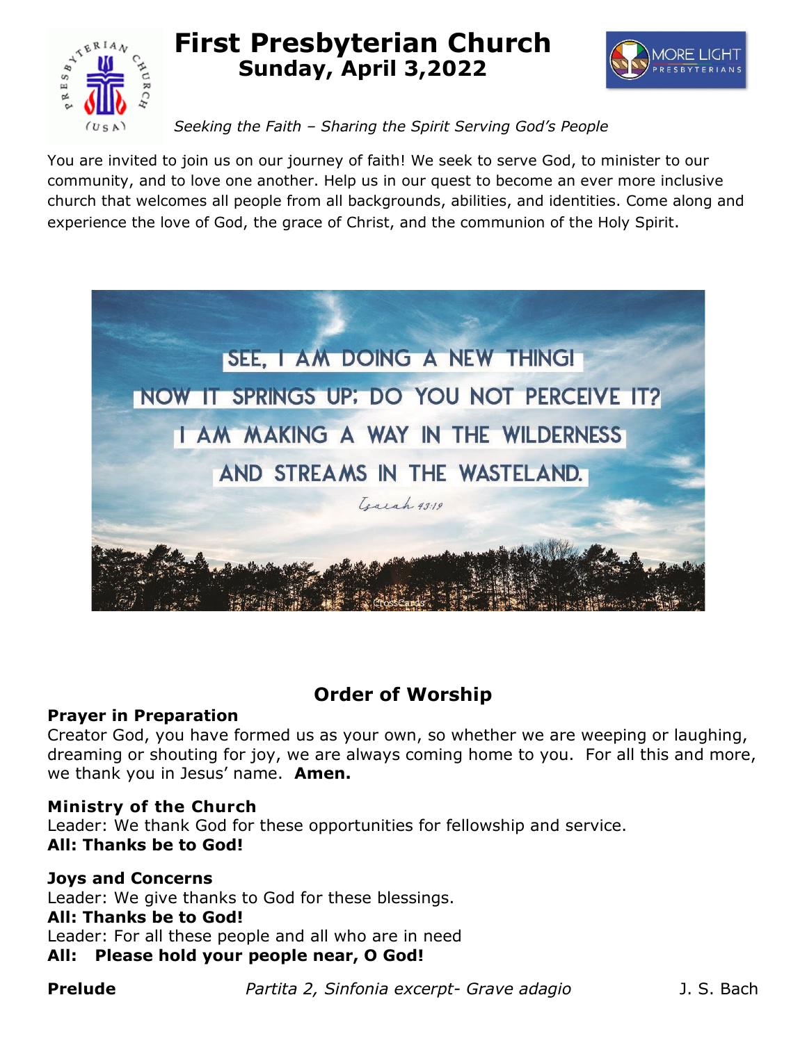# First Presbyterian Church
## Sunday, April 3,2022

*Seeking the Faith – Sharing the Spirit Serving God's People*

You are invited to join us on our journey of faith! We seek to serve God, to minister to our community, and to love one another. Help us in our quest to become an ever more inclusive church that welcomes all people from all backgrounds, abilities, and identities. Come along and experience the love of God, the grace of Christ, and the communion of the Holy Spirit.

SEE, I AM DOING A NEW THING!
NOW IT SPRINGS UP; DO YOU NOT PERCEIVE IT?
I AM MAKING A WAY IN THE WILDERNESS
AND STREAMS IN THE WASTELAND.
*Isaiah 43:19*

## Order of Worship

**Prayer in Preparation**
Creator God, you have formed us as your own, so whether we are weeping or laughing, dreaming or shouting for joy, we are always coming home to you. For all this and more, we thank you in Jesus' name. **Amen.**

**Ministry of the Church**
Leader: We thank God for these opportunities for fellowship and service.
**All: Thanks be to God!**

**Joys and Concerns**
Leader: We give thanks to God for these blessings.
**All: Thanks be to God!**
Leader: For all these people and all who are in need
**All: Please hold your people near, O God!**

**Prelude** *Partita 2, Sinfonia excerpt- Grave adagio* J. S. Bach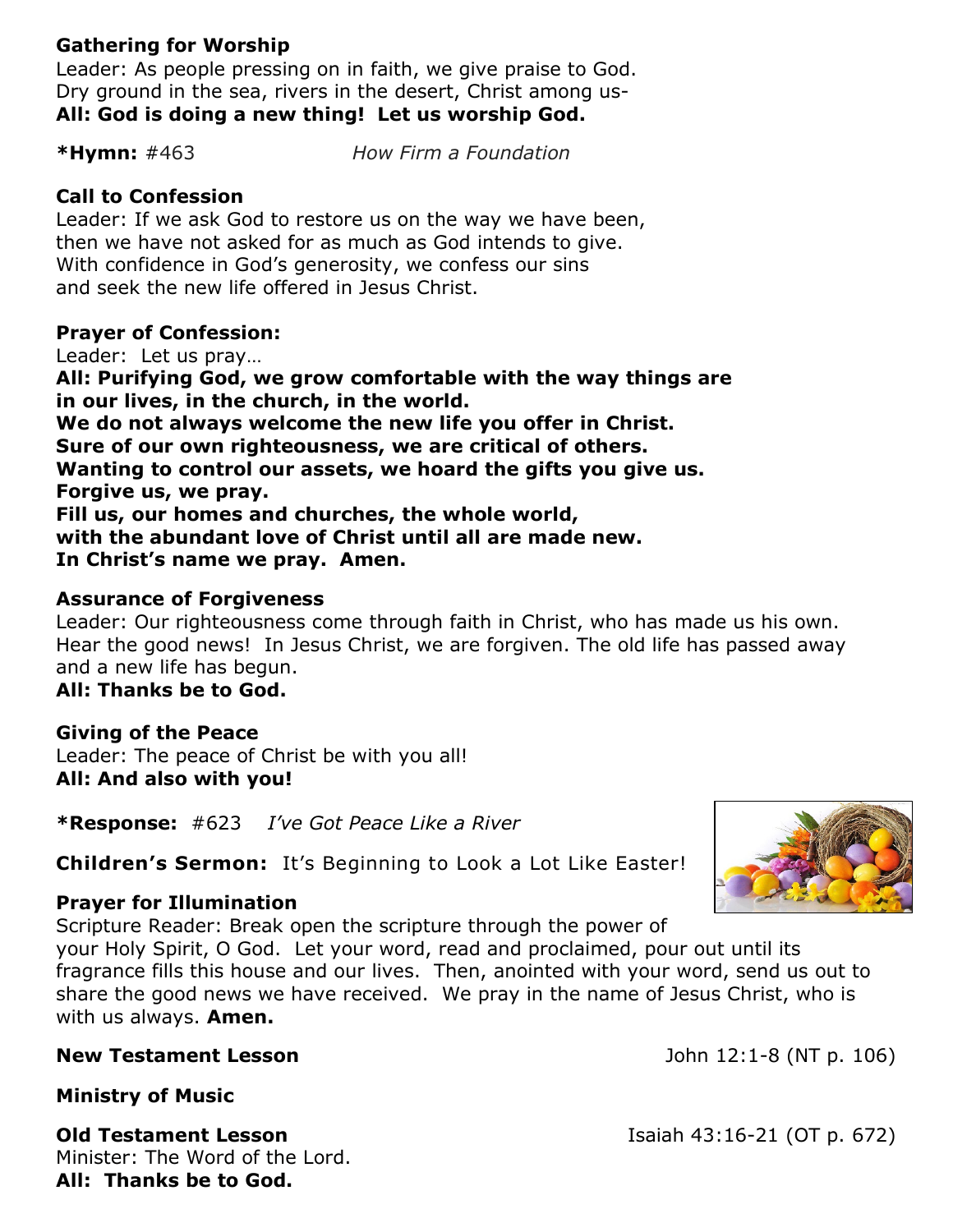**Gathering for Worship**

Leader: As people pressing on in faith, we give praise to God.
Dry ground in the sea, rivers in the desert, Christ among us-
**All: God is doing a new thing! Let us worship God.**

**\*Hymn:** #463 *How Firm a Foundation*

**Call to Confession**

Leader: If we ask God to restore us on the way we have been,
then we have not asked for as much as God intends to give.
With confidence in God's generosity, we confess our sins
and seek the new life offered in Jesus Christ.

**Prayer of Confession:**

Leader: Let us pray…
**All: Purifying God, we grow comfortable with the way things are
in our lives, in the church, in the world.
We do not always welcome the new life you offer in Christ.
Sure of our own righteousness, we are critical of others.
Wanting to control our assets, we hoard the gifts you give us.
Forgive us, we pray.
Fill us, our homes and churches, the whole world,
with the abundant love of Christ until all are made new.
In Christ's name we pray. Amen.**

**Assurance of Forgiveness**

Leader: Our righteousness come through faith in Christ, who has made us his own.
Hear the good news! In Jesus Christ, we are forgiven. The old life has passed away
and a new life has begun.
**All: Thanks be to God.**

**Giving of the Peace**

Leader: The peace of Christ be with you all!
**All: And also with you!**

**\*Response:** #623 *I've Got Peace Like a River*

**Children's Sermon:** It's Beginning to Look a Lot Like Easter!

**Prayer for Illumination**

Scripture Reader: Break open the scripture through the power of
your Holy Spirit, O God. Let your word, read and proclaimed, pour out until its
fragrance fills this house and our lives. Then, anointed with your word, send us out to
share the good news we have received. We pray in the name of Jesus Christ, who is
with us always. **Amen.**

**New Testament Lesson** John 12:1-8 (NT p. 106)

**Ministry of Music**

**Old Testament Lesson** Isaiah 43:16-21 (OT p. 672)

Minister: The Word of the Lord.
**All: Thanks be to God.**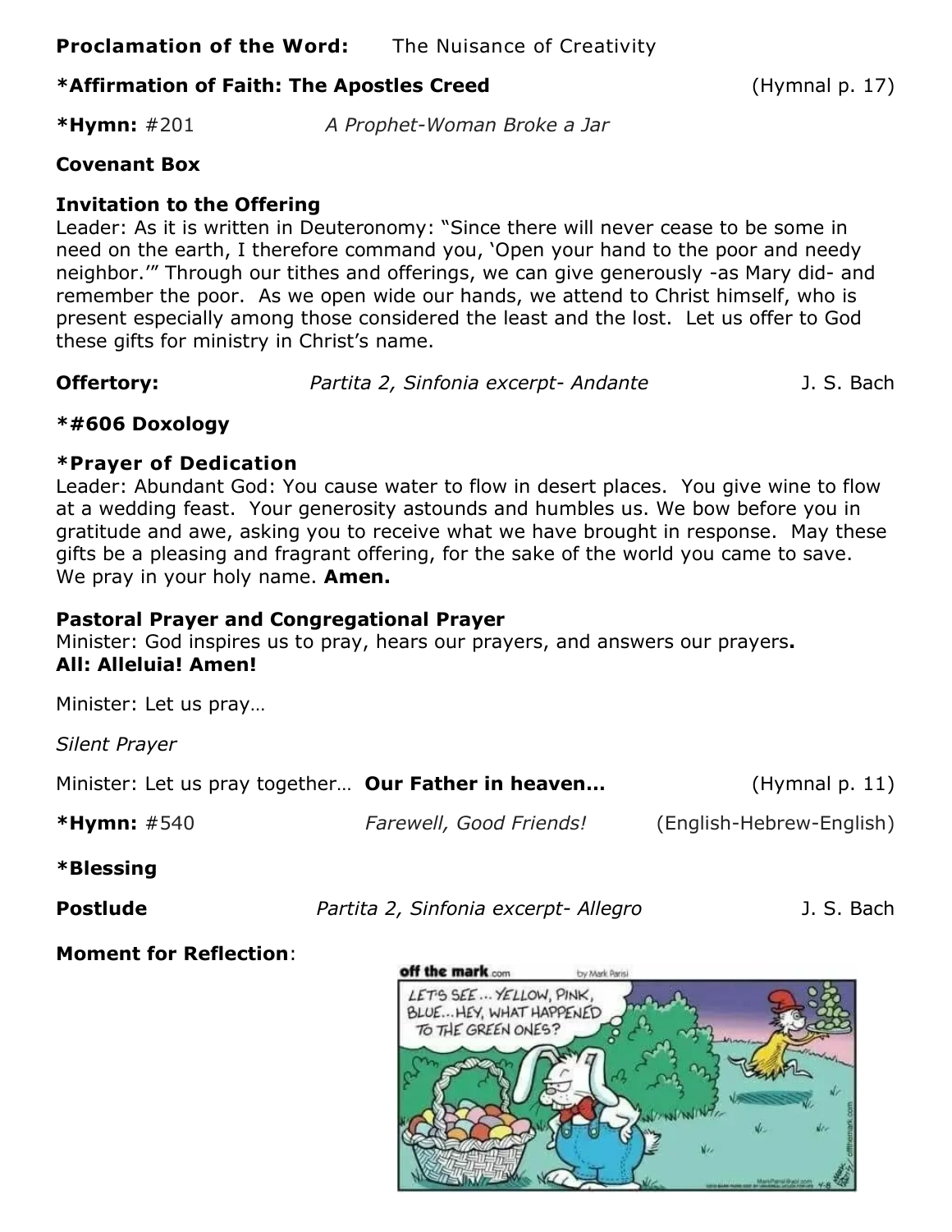**Proclamation of the Word:** The Nuisance of Creativity

**\*Affirmation of Faith: The Apostles Creed** (Hymnal p. 17)

**\*Hymn:** #201 *A Prophet-Woman Broke a Jar*

**Covenant Box**

**Invitation to the Offering**

Leader: As it is written in Deuteronomy: "Since there will never cease to be some in need on the earth, I therefore command you, 'Open your hand to the poor and needy neighbor.'" Through our tithes and offerings, we can give generously -as Mary did- and remember the poor. As we open wide our hands, we attend to Christ himself, who is present especially among those considered the least and the lost. Let us offer to God these gifts for ministry in Christ's name.

**Offertory:** *Partita 2, Sinfonia excerpt- Andante* J. S. Bach

**\*#606 Doxology**

**\*Prayer of Dedication**

Leader: Abundant God: You cause water to flow in desert places. You give wine to flow at a wedding feast. Your generosity astounds and humbles us. We bow before you in gratitude and awe, asking you to receive what we have brought in response. May these gifts be a pleasing and fragrant offering, for the sake of the world you came to save. We pray in your holy name. **Amen.**

**Pastoral Prayer and Congregational Prayer**

Minister: God inspires us to pray, hears our prayers, and answers our prayers**.**
**All: Alleluia! Amen!**

Minister: Let us pray…

*Silent Prayer*

Minister: Let us pray together… **Our Father in heaven…** (Hymnal p. 11)

**\*Hymn:** #540 *Farewell, Good Friends!* (English-Hebrew-English)

**\*Blessing**

**Postlude** *Partita 2, Sinfonia excerpt- Allegro* J. S. Bach

**Moment for Reflection**: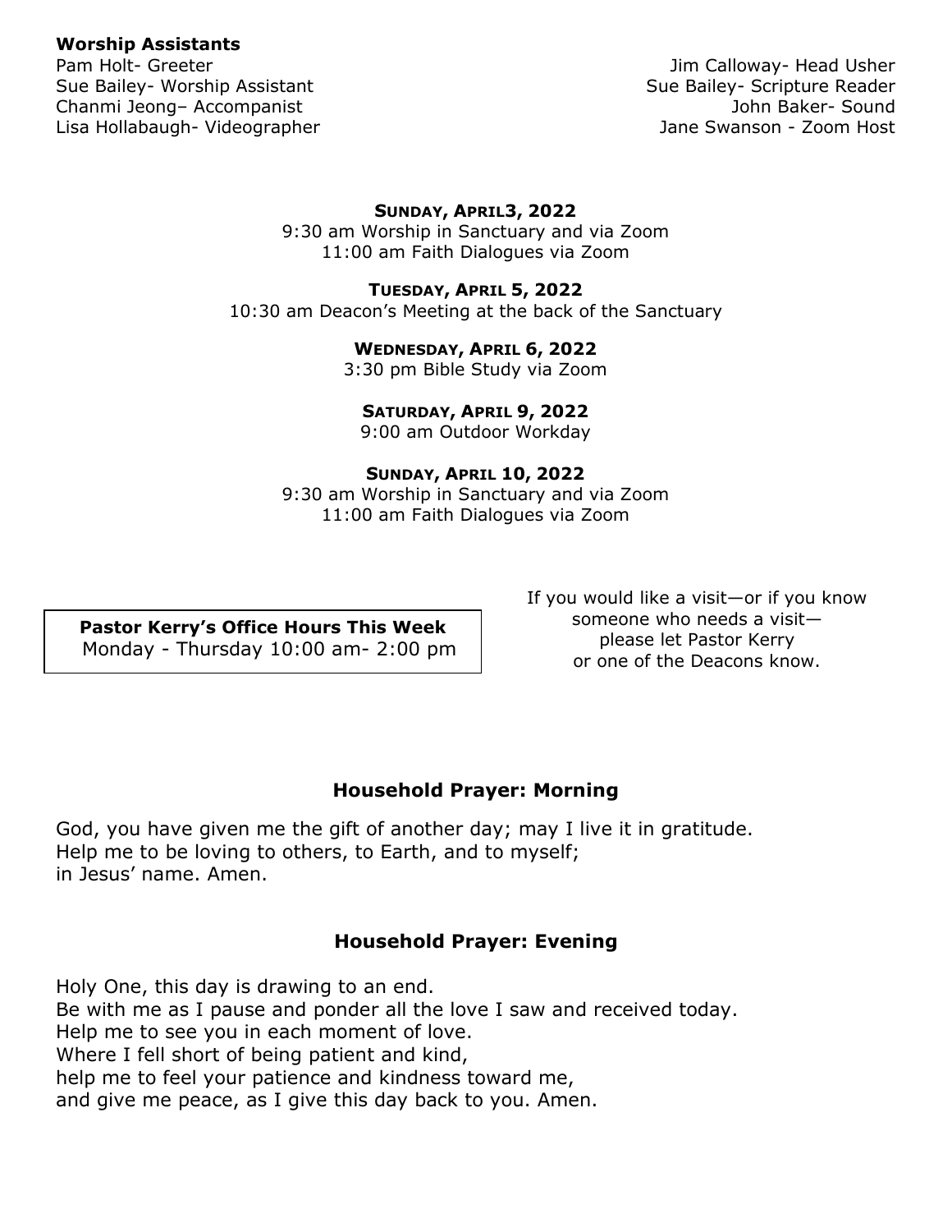**Worship Assistants**

Pam Holt- Greeter
Sue Bailey- Worship Assistant
Chanmi Jeong– Accompanist
Lisa Hollabaugh- Videographer

Jim Calloway- Head Usher
Sue Bailey- Scripture Reader
John Baker- Sound
Jane Swanson - Zoom Host

**SUNDAY, APRIL3, 2022**
9:30 am Worship in Sanctuary and via Zoom
11:00 am Faith Dialogues via Zoom

**TUESDAY, APRIL 5, 2022**
10:30 am Deacon's Meeting at the back of the Sanctuary

**WEDNESDAY, APRIL 6, 2022**
3:30 pm Bible Study via Zoom

**SATURDAY, APRIL 9, 2022**
9:00 am Outdoor Workday

**SUNDAY, APRIL 10, 2022**
9:30 am Worship in Sanctuary and via Zoom
11:00 am Faith Dialogues via Zoom

**Pastor Kerry's Office Hours This Week**
Monday - Thursday 10:00 am- 2:00 pm

If you would like a visit—or if you know someone who needs a visit—please let Pastor Kerry or one of the Deacons know.

## Household Prayer: Morning

God, you have given me the gift of another day; may I live it in gratitude.
Help me to be loving to others, to Earth, and to myself;
in Jesus' name. Amen.

## Household Prayer: Evening

Holy One, this day is drawing to an end.
Be with me as I pause and ponder all the love I saw and received today.
Help me to see you in each moment of love.
Where I fell short of being patient and kind,
help me to feel your patience and kindness toward me,
and give me peace, as I give this day back to you. Amen.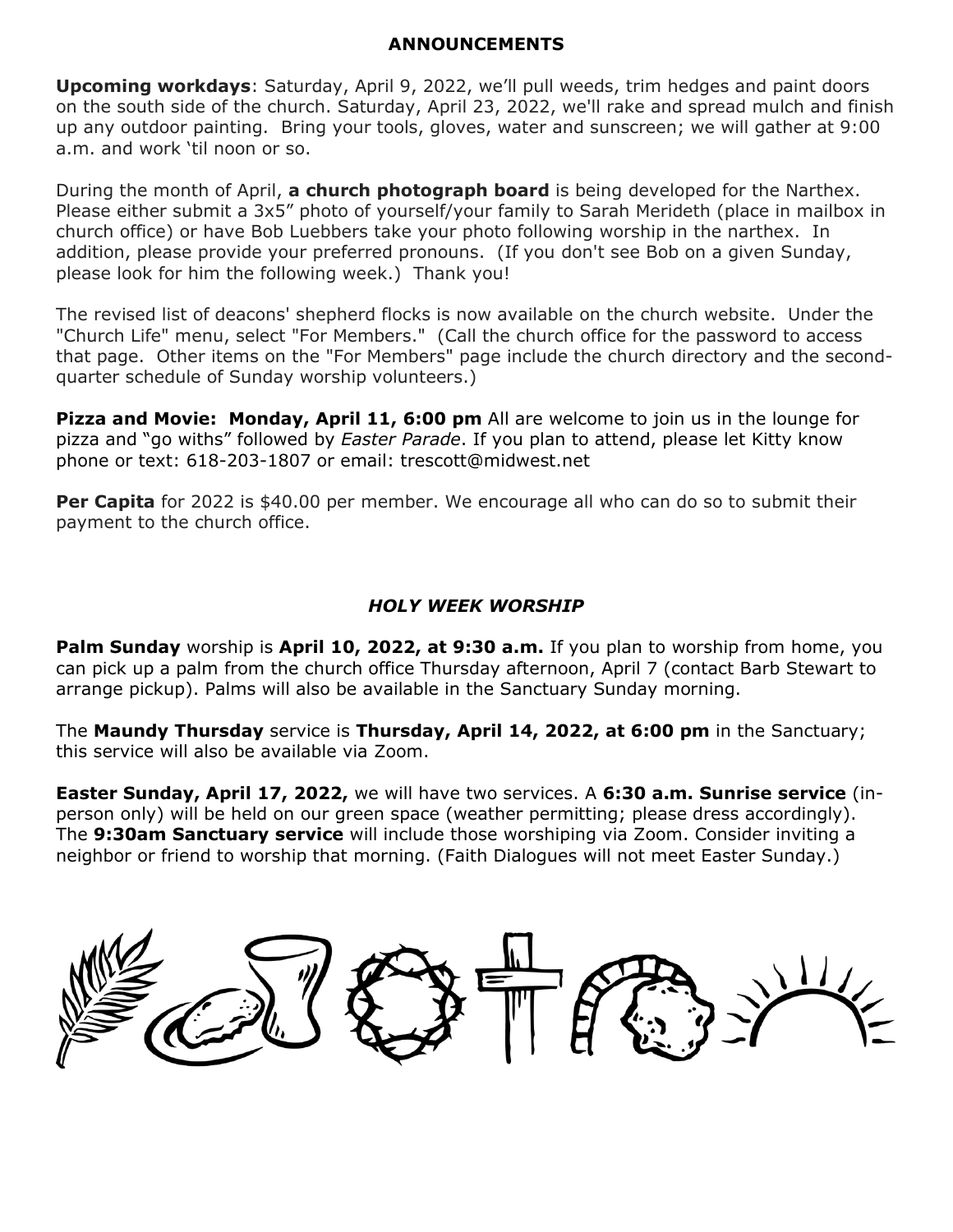## ANNOUNCEMENTS

**Upcoming workdays**: Saturday, April 9, 2022, we'll pull weeds, trim hedges and paint doors on the south side of the church. Saturday, April 23, 2022, we'll rake and spread mulch and finish up any outdoor painting. Bring your tools, gloves, water and sunscreen; we will gather at 9:00 a.m. and work 'til noon or so.

During the month of April, **a church photograph board** is being developed for the Narthex. Please either submit a 3x5" photo of yourself/your family to Sarah Merideth (place in mailbox in church office) or have Bob Luebbers take your photo following worship in the narthex. In addition, please provide your preferred pronouns. (If you don't see Bob on a given Sunday, please look for him the following week.) Thank you!

The revised list of deacons' shepherd flocks is now available on the church website. Under the "Church Life" menu, select "For Members." (Call the church office for the password to access that page. Other items on the "For Members" page include the church directory and the second-quarter schedule of Sunday worship volunteers.)

**Pizza and Movie: Monday, April 11, 6:00 pm** All are welcome to join us in the lounge for pizza and "go withs" followed by *Easter Parade*. If you plan to attend, please let Kitty know phone or text: 618-203-1807 or email: trescott@midwest.net

**Per Capita** for 2022 is $40.00 per member. We encourage all who can do so to submit their payment to the church office.

## *HOLY WEEK WORSHIP*

**Palm Sunday** worship is **April 10, 2022, at 9:30 a.m.** If you plan to worship from home, you can pick up a palm from the church office Thursday afternoon, April 7 (contact Barb Stewart to arrange pickup). Palms will also be available in the Sanctuary Sunday morning.

The **Maundy Thursday** service is **Thursday, April 14, 2022, at 6:00 pm** in the Sanctuary; this service will also be available via Zoom.

**Easter Sunday, April 17, 2022,** we will have two services. A **6:30 a.m. Sunrise service** (in-person only) will be held on our green space (weather permitting; please dress accordingly). The **9:30am Sanctuary service** will include those worshiping via Zoom. Consider inviting a neighbor or friend to worship that morning. (Faith Dialogues will not meet Easter Sunday.)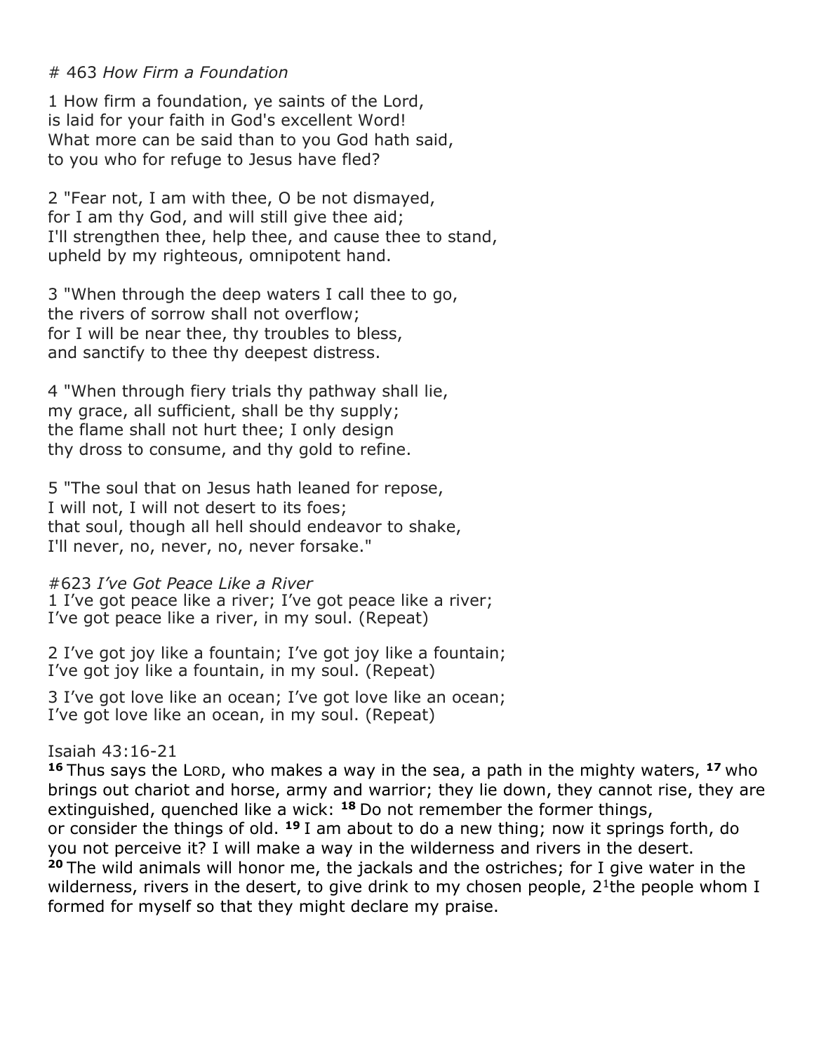# 463 *How Firm a Foundation*

1 How firm a foundation, ye saints of the Lord,
is laid for your faith in God's excellent Word!
What more can be said than to you God hath said,
to you who for refuge to Jesus have fled?

2 "Fear not, I am with thee, O be not dismayed,
for I am thy God, and will still give thee aid;
I'll strengthen thee, help thee, and cause thee to stand,
upheld by my righteous, omnipotent hand.

3 "When through the deep waters I call thee to go,
the rivers of sorrow shall not overflow;
for I will be near thee, thy troubles to bless,
and sanctify to thee thy deepest distress.

4 "When through fiery trials thy pathway shall lie,
my grace, all sufficient, shall be thy supply;
the flame shall not hurt thee; I only design
thy dross to consume, and thy gold to refine.

5 "The soul that on Jesus hath leaned for repose,
I will not, I will not desert to its foes;
that soul, though all hell should endeavor to shake,
I'll never, no, never, no, never forsake."

#623 *I've Got Peace Like a River*
1 I've got peace like a river; I've got peace like a river;
I've got peace like a river, in my soul. (Repeat)

2 I've got joy like a fountain; I've got joy like a fountain;
I've got joy like a fountain, in my soul. (Repeat)

3 I've got love like an ocean; I've got love like an ocean;
I've got love like an ocean, in my soul. (Repeat)

Isaiah 43:16-21
**16** Thus says the LORD, who makes a way in the sea, a path in the mighty waters, **17** who brings out chariot and horse, army and warrior; they lie down, they cannot rise, they are extinguished, quenched like a wick: **18** Do not remember the former things, or consider the things of old. **19** I am about to do a new thing; now it springs forth, do you not perceive it? I will make a way in the wilderness and rivers in the desert. **20** The wild animals will honor me, the jackals and the ostriches; for I give water in the wilderness, rivers in the desert, to give drink to my chosen people, **21** the people whom I formed for myself so that they might declare my praise.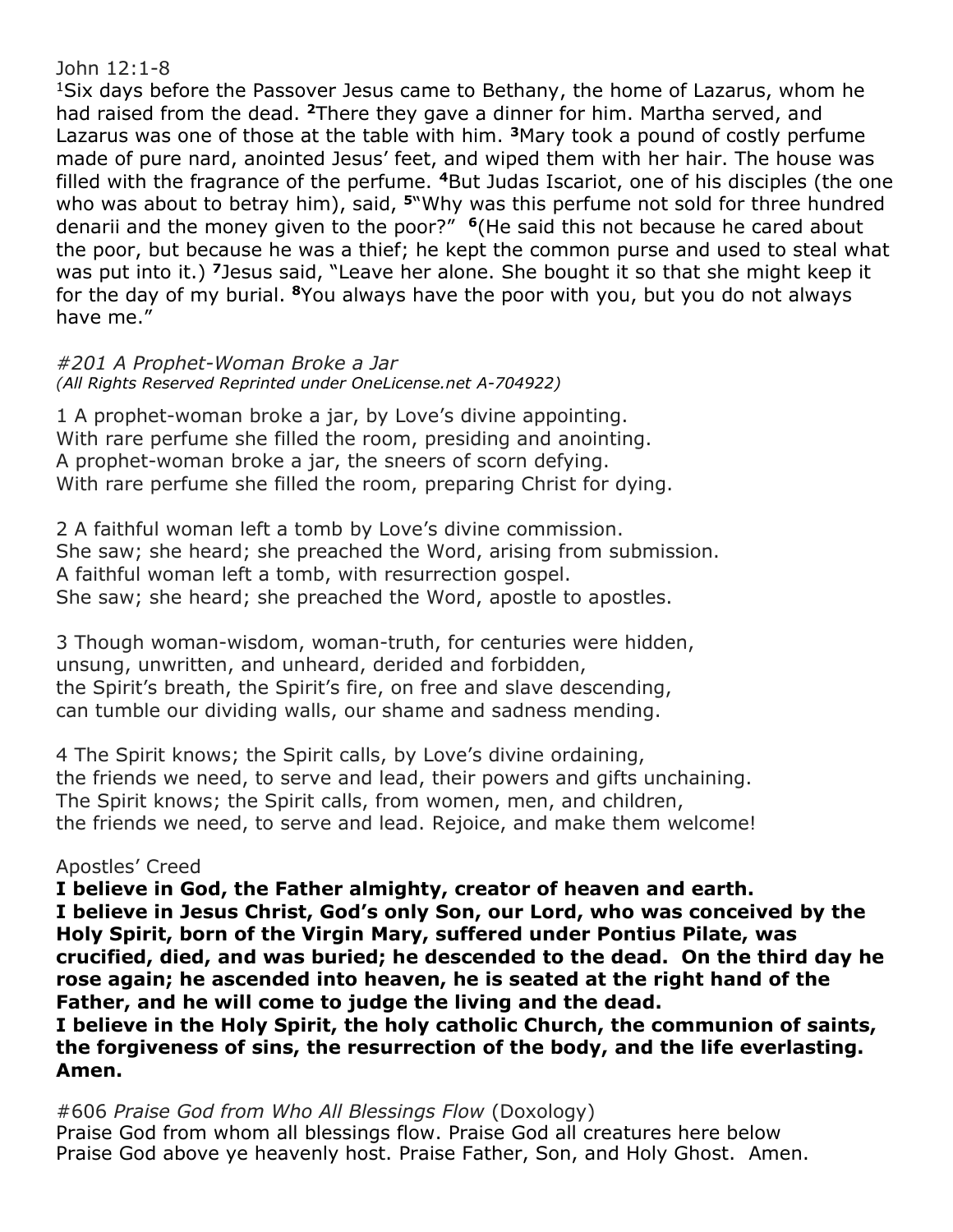John 12:1-8

1Six days before the Passover Jesus came to Bethany, the home of Lazarus, whom he had raised from the dead. **2**There they gave a dinner for him. Martha served, and Lazarus was one of those at the table with him. **3**Mary took a pound of costly perfume made of pure nard, anointed Jesus' feet, and wiped them with her hair. The house was filled with the fragrance of the perfume. **4**But Judas Iscariot, one of his disciples (the one who was about to betray him), said, **5**"Why was this perfume not sold for three hundred denarii and the money given to the poor?" **6**(He said this not because he cared about the poor, but because he was a thief; he kept the common purse and used to steal what was put into it.) **7**Jesus said, "Leave her alone. She bought it so that she might keep it for the day of my burial. **8**You always have the poor with you, but you do not always have me."

*#201 A Prophet-Woman Broke a Jar*
*(All Rights Reserved Reprinted under OneLicense.net A-704922)*

1 A prophet-woman broke a jar, by Love's divine appointing.
With rare perfume she filled the room, presiding and anointing.
A prophet-woman broke a jar, the sneers of scorn defying.
With rare perfume she filled the room, preparing Christ for dying.

2 A faithful woman left a tomb by Love's divine commission.
She saw; she heard; she preached the Word, arising from submission.
A faithful woman left a tomb, with resurrection gospel.
She saw; she heard; she preached the Word, apostle to apostles.

3 Though woman-wisdom, woman-truth, for centuries were hidden,
unsung, unwritten, and unheard, derided and forbidden,
the Spirit's breath, the Spirit's fire, on free and slave descending,
can tumble our dividing walls, our shame and sadness mending.

4 The Spirit knows; the Spirit calls, by Love's divine ordaining,
the friends we need, to serve and lead, their powers and gifts unchaining.
The Spirit knows; the Spirit calls, from women, men, and children,
the friends we need, to serve and lead. Rejoice, and make them welcome!

Apostles' Creed

**I believe in God, the Father almighty, creator of heaven and earth.**
**I believe in Jesus Christ, God's only Son, our Lord, who was conceived by the Holy Spirit, born of the Virgin Mary, suffered under Pontius Pilate, was crucified, died, and was buried; he descended to the dead. On the third day he rose again; he ascended into heaven, he is seated at the right hand of the Father, and he will come to judge the living and the dead.**
**I believe in the Holy Spirit, the holy catholic Church, the communion of saints, the forgiveness of sins, the resurrection of the body, and the life everlasting. Amen.**

#606 *Praise God from Who All Blessings Flow* (Doxology)
Praise God from whom all blessings flow. Praise God all creatures here below
Praise God above ye heavenly host. Praise Father, Son, and Holy Ghost. Amen.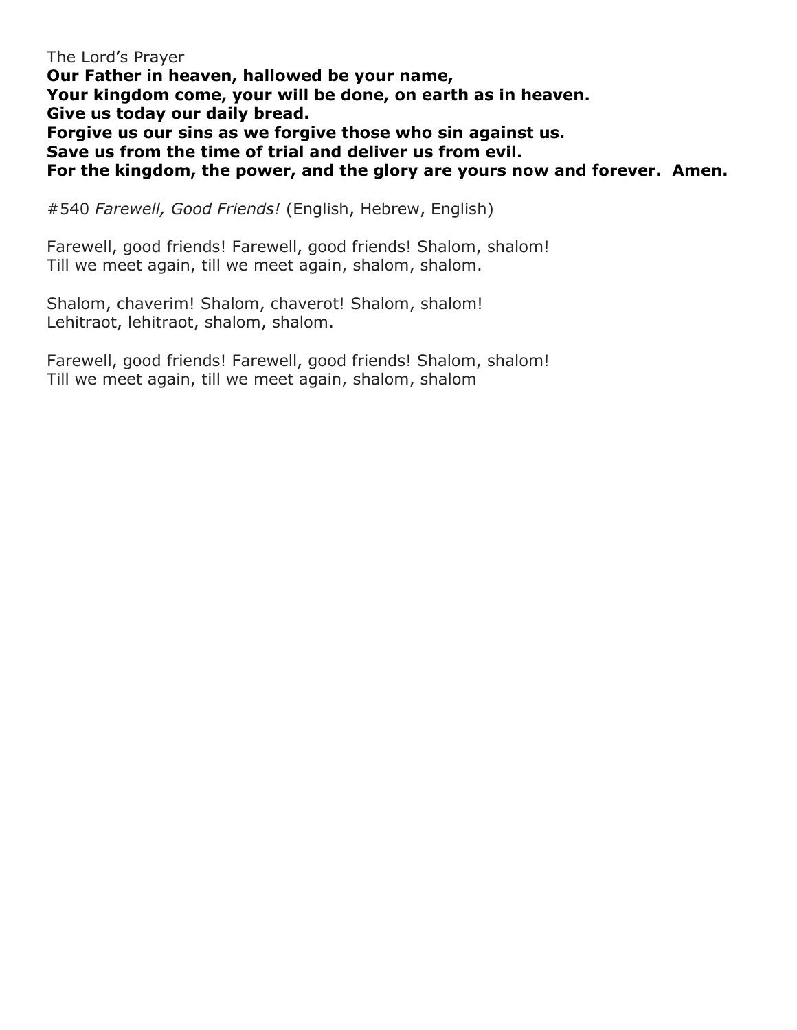The Lord's Prayer

**Our Father in heaven, hallowed be your name,**
**Your kingdom come, your will be done, on earth as in heaven.**
**Give us today our daily bread.**
**Forgive us our sins as we forgive those who sin against us.**
**Save us from the time of trial and deliver us from evil.**
**For the kingdom, the power, and the glory are yours now and forever. Amen.**

#540 *Farewell, Good Friends!* (English, Hebrew, English)

Farewell, good friends! Farewell, good friends! Shalom, shalom!
Till we meet again, till we meet again, shalom, shalom.

Shalom, chaverim! Shalom, chaverot! Shalom, shalom!
Lehitraot, lehitraot, shalom, shalom.

Farewell, good friends! Farewell, good friends! Shalom, shalom!
Till we meet again, till we meet again, shalom, shalom